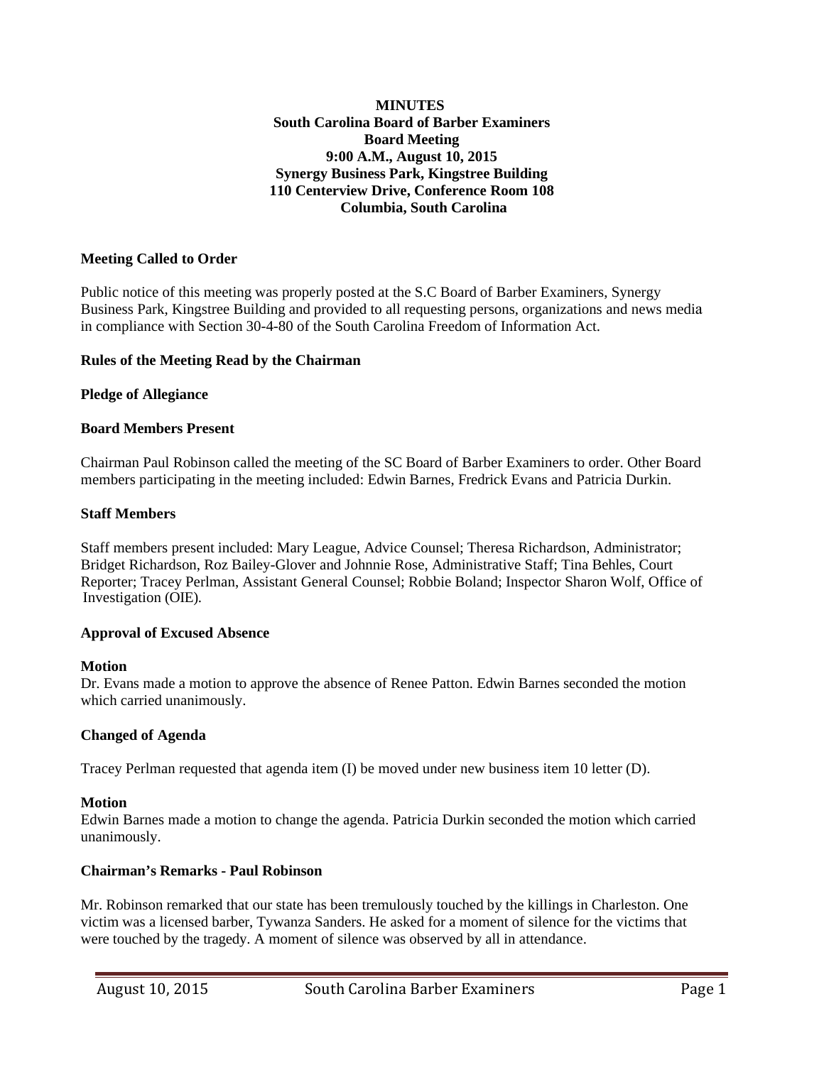**MINUTES**
**South Carolina Board of Barber Examiners**
**Board Meeting**
**9:00 A.M., August 10, 2015**
**Synergy Business Park, Kingstree Building**
**110 Centerview Drive, Conference Room 108**
**Columbia, South Carolina**

**Meeting Called to Order**

Public notice of this meeting was properly posted at the S.C Board of Barber Examiners, Synergy Business Park, Kingstree Building and provided to all requesting persons, organizations and news media in compliance with Section 30-4-80 of the South Carolina Freedom of Information Act.

**Rules of the Meeting Read by the Chairman**

**Pledge of Allegiance**

**Board Members Present**

Chairman Paul Robinson called the meeting of the SC Board of Barber Examiners to order. Other Board members participating in the meeting included: Edwin Barnes, Fredrick Evans and Patricia Durkin.

**Staff Members**

Staff members present included: Mary League, Advice Counsel; Theresa Richardson, Administrator; Bridget Richardson, Roz Bailey-Glover and Johnnie Rose, Administrative Staff; Tina Behles, Court Reporter; Tracey Perlman, Assistant General Counsel; Robbie Boland; Inspector Sharon Wolf, Office of Investigation (OIE).

**Approval of Excused Absence**

**Motion**
Dr. Evans made a motion to approve the absence of Renee Patton. Edwin Barnes seconded the motion which carried unanimously.

**Changed of Agenda**

Tracey Perlman requested that agenda item (I) be moved under new business item 10 letter (D).

**Motion**
Edwin Barnes made a motion to change the agenda. Patricia Durkin seconded the motion which carried unanimously.

**Chairman's Remarks - Paul Robinson**

Mr. Robinson remarked that our state has been tremulously touched by the killings in Charleston. One victim was a licensed barber, Tywanza Sanders. He asked for a moment of silence for the victims that were touched by the tragedy. A moment of silence was observed by all in attendance.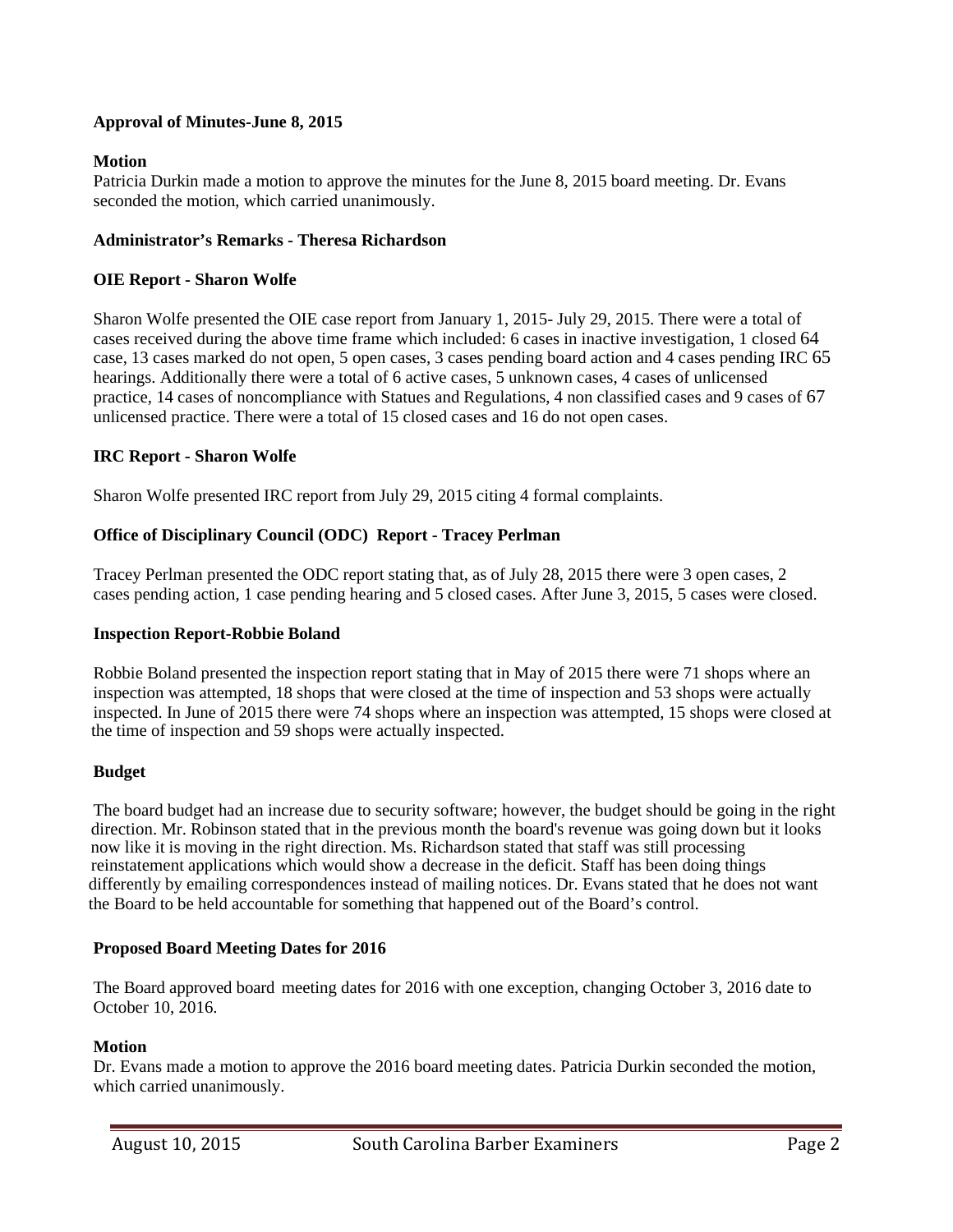**Approval of Minutes-June 8, 2015**

**Motion**

Patricia Durkin made a motion to approve the minutes for the June 8, 2015 board meeting. Dr. Evans seconded the motion, which carried unanimously.

**Administrator's Remarks - Theresa Richardson**

**OIE Report - Sharon Wolfe**

Sharon Wolfe presented the OIE case report from January 1, 2015- July 29, 2015. There were a total of cases received during the above time frame which included: 6 cases in inactive investigation, 1 closed 64 case, 13 cases marked do not open, 5 open cases, 3 cases pending board action and 4 cases pending IRC 65 hearings. Additionally there were a total of 6 active cases, 5 unknown cases, 4 cases of unlicensed practice, 14 cases of noncompliance with Statues and Regulations, 4 non classified cases and 9 cases of 67 unlicensed practice. There were a total of 15 closed cases and 16 do not open cases.

**IRC Report - Sharon Wolfe**

Sharon Wolfe presented IRC report from July 29, 2015 citing 4 formal complaints.

**Office of Disciplinary Council (ODC) Report - Tracey Perlman**

Tracey Perlman presented the ODC report stating that, as of July 28, 2015 there were 3 open cases, 2 cases pending action, 1 case pending hearing and 5 closed cases. After June 3, 2015, 5 cases were closed.

**Inspection Report-Robbie Boland**

Robbie Boland presented the inspection report stating that in May of 2015 there were 71 shops where an inspection was attempted, 18 shops that were closed at the time of inspection and 53 shops were actually inspected. In June of 2015 there were 74 shops where an inspection was attempted, 15 shops were closed at the time of inspection and 59 shops were actually inspected.

**Budget**

The board budget had an increase due to security software; however, the budget should be going in the right direction. Mr. Robinson stated that in the previous month the board's revenue was going down but it looks now like it is moving in the right direction. Ms. Richardson stated that staff was still processing reinstatement applications which would show a decrease in the deficit. Staff has been doing things differently by emailing correspondences instead of mailing notices. Dr. Evans stated that he does not want the Board to be held accountable for something that happened out of the Board's control.

**Proposed Board Meeting Dates for 2016**

The Board approved board meeting dates for 2016 with one exception, changing October 3, 2016 date to October 10, 2016.

**Motion**

Dr. Evans made a motion to approve the 2016 board meeting dates. Patricia Durkin seconded the motion, which carried unanimously.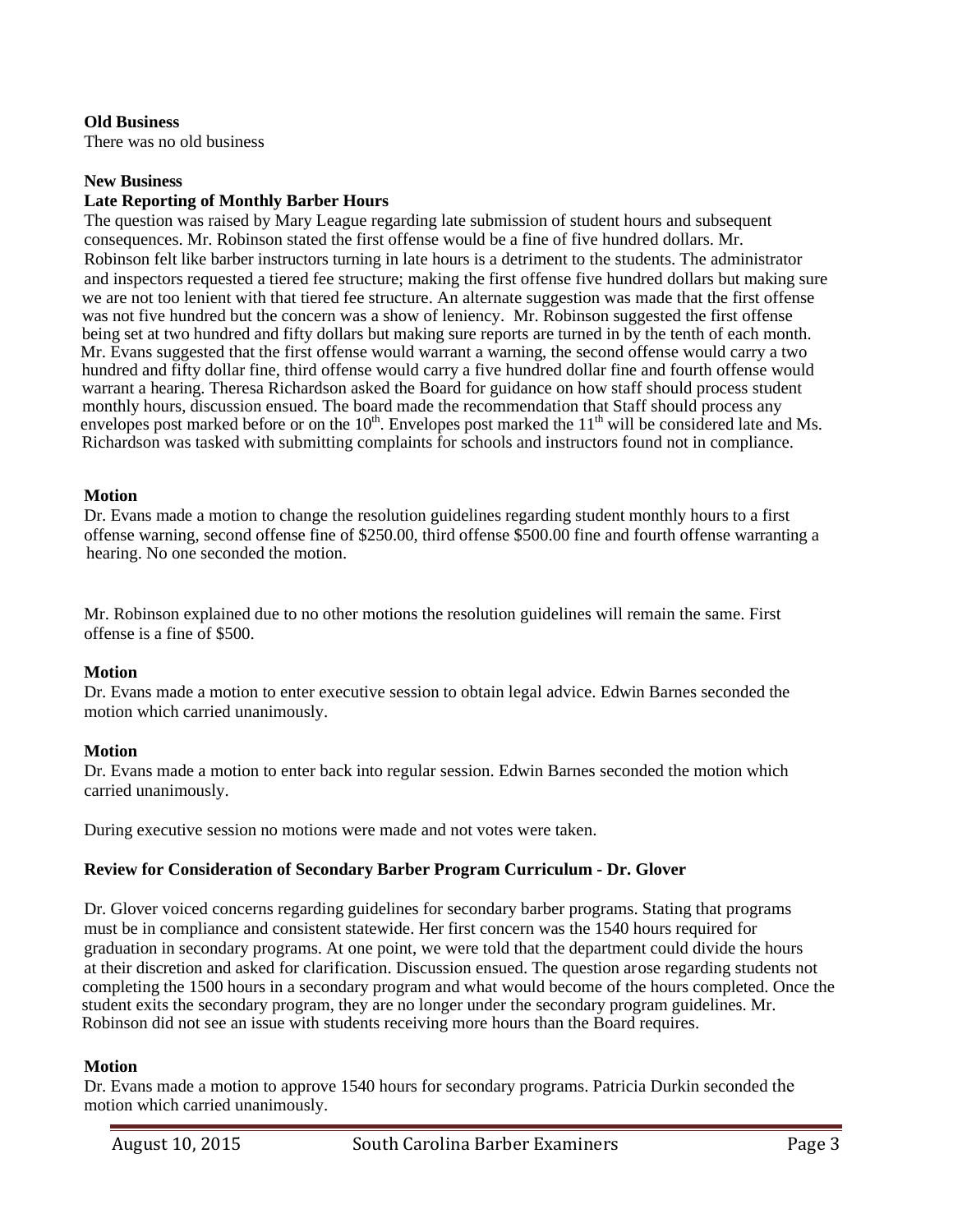**Old Business**

There was no old business

**New Business**

**Late Reporting of Monthly Barber Hours**

The question was raised by Mary League regarding late submission of student hours and subsequent consequences. Mr. Robinson stated the first offense would be a fine of five hundred dollars. Mr. Robinson felt like barber instructors turning in late hours is a detriment to the students. The administrator and inspectors requested a tiered fee structure; making the first offense five hundred dollars but making sure we are not too lenient with that tiered fee structure. An alternate suggestion was made that the first offense was not five hundred but the concern was a show of leniency. Mr. Robinson suggested the first offense being set at two hundred and fifty dollars but making sure reports are turned in by the tenth of each month. Mr. Evans suggested that the first offense would warrant a warning, the second offense would carry a two hundred and fifty dollar fine, third offense would carry a five hundred dollar fine and fourth offense would warrant a hearing. Theresa Richardson asked the Board for guidance on how staff should process student monthly hours, discussion ensued. The board made the recommendation that Staff should process any envelopes post marked before or on the 10th. Envelopes post marked the 11th will be considered late and Ms. Richardson was tasked with submitting complaints for schools and instructors found not in compliance.

**Motion**

Dr. Evans made a motion to change the resolution guidelines regarding student monthly hours to a first offense warning, second offense fine of $250.00, third offense $500.00 fine and fourth offense warranting a hearing. No one seconded the motion.

Mr. Robinson explained due to no other motions the resolution guidelines will remain the same. First offense is a fine of $500.

**Motion**

Dr. Evans made a motion to enter executive session to obtain legal advice. Edwin Barnes seconded the motion which carried unanimously.

**Motion**

Dr. Evans made a motion to enter back into regular session. Edwin Barnes seconded the motion which carried unanimously.

During executive session no motions were made and not votes were taken.

**Review for Consideration of Secondary Barber Program Curriculum - Dr. Glover**

Dr. Glover voiced concerns regarding guidelines for secondary barber programs. Stating that programs must be in compliance and consistent statewide. Her first concern was the 1540 hours required for graduation in secondary programs. At one point, we were told that the department could divide the hours at their discretion and asked for clarification. Discussion ensued. The question arose regarding students not completing the 1500 hours in a secondary program and what would become of the hours completed. Once the student exits the secondary program, they are no longer under the secondary program guidelines. Mr. Robinson did not see an issue with students receiving more hours than the Board requires.

**Motion**

Dr. Evans made a motion to approve 1540 hours for secondary programs. Patricia Durkin seconded the motion which carried unanimously.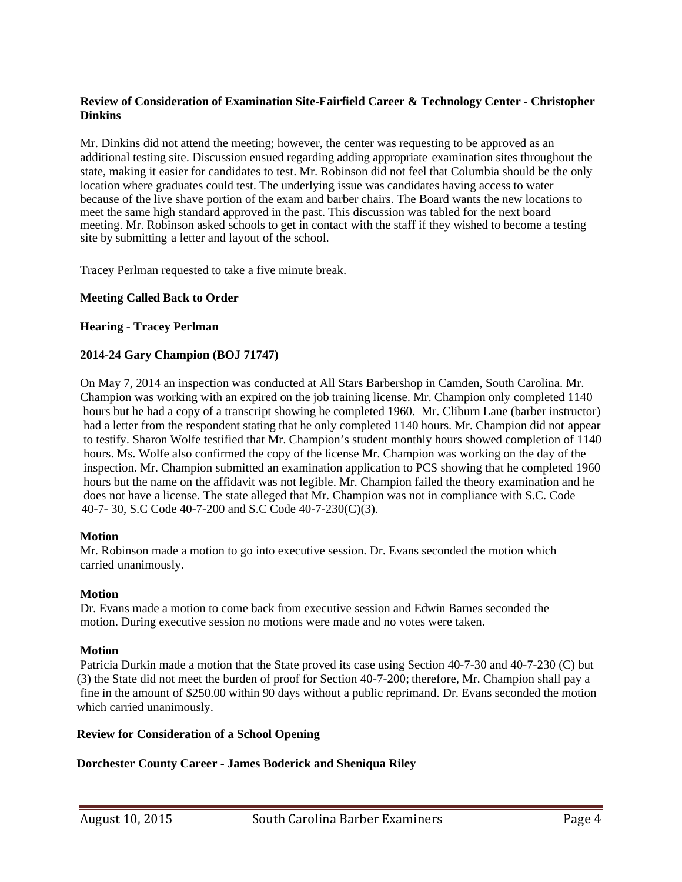**Review of Consideration of Examination Site-Fairfield Career & Technology Center - Christopher Dinkins**

Mr. Dinkins did not attend the meeting; however, the center was requesting to be approved as an additional testing site. Discussion ensued regarding adding appropriate examination sites throughout the state, making it easier for candidates to test. Mr. Robinson did not feel that Columbia should be the only location where graduates could test. The underlying issue was candidates having access to water because of the live shave portion of the exam and barber chairs. The Board wants the new locations to meet the same high standard approved in the past. This discussion was tabled for the next board meeting. Mr. Robinson asked schools to get in contact with the staff if they wished to become a testing site by submitting a letter and layout of the school.

Tracey Perlman requested to take a five minute break.

**Meeting Called Back to Order**

**Hearing - Tracey Perlman**

**2014-24 Gary Champion (BOJ 71747)**

On May 7, 2014 an inspection was conducted at All Stars Barbershop in Camden, South Carolina. Mr. Champion was working with an expired on the job training license. Mr. Champion only completed 1140 hours but he had a copy of a transcript showing he completed 1960. Mr. Cliburn Lane (barber instructor) had a letter from the respondent stating that he only completed 1140 hours. Mr. Champion did not appear to testify. Sharon Wolfe testified that Mr. Champion's student monthly hours showed completion of 1140 hours. Ms. Wolfe also confirmed the copy of the license Mr. Champion was working on the day of the inspection. Mr. Champion submitted an examination application to PCS showing that he completed 1960 hours but the name on the affidavit was not legible. Mr. Champion failed the theory examination and he does not have a license. The state alleged that Mr. Champion was not in compliance with S.C. Code 40-7- 30, S.C Code 40-7-200 and S.C Code 40-7-230(C)(3).

**Motion**

Mr. Robinson made a motion to go into executive session. Dr. Evans seconded the motion which carried unanimously.

**Motion**

Dr. Evans made a motion to come back from executive session and Edwin Barnes seconded the motion. During executive session no motions were made and no votes were taken.

**Motion**

Patricia Durkin made a motion that the State proved its case using Section 40-7-30 and 40-7-230 (C) but (3) the State did not meet the burden of proof for Section 40-7-200; therefore, Mr. Champion shall pay a fine in the amount of $250.00 within 90 days without a public reprimand. Dr. Evans seconded the motion which carried unanimously.

**Review for Consideration of a School Opening**

**Dorchester County Career - James Boderick and Sheniqua Riley**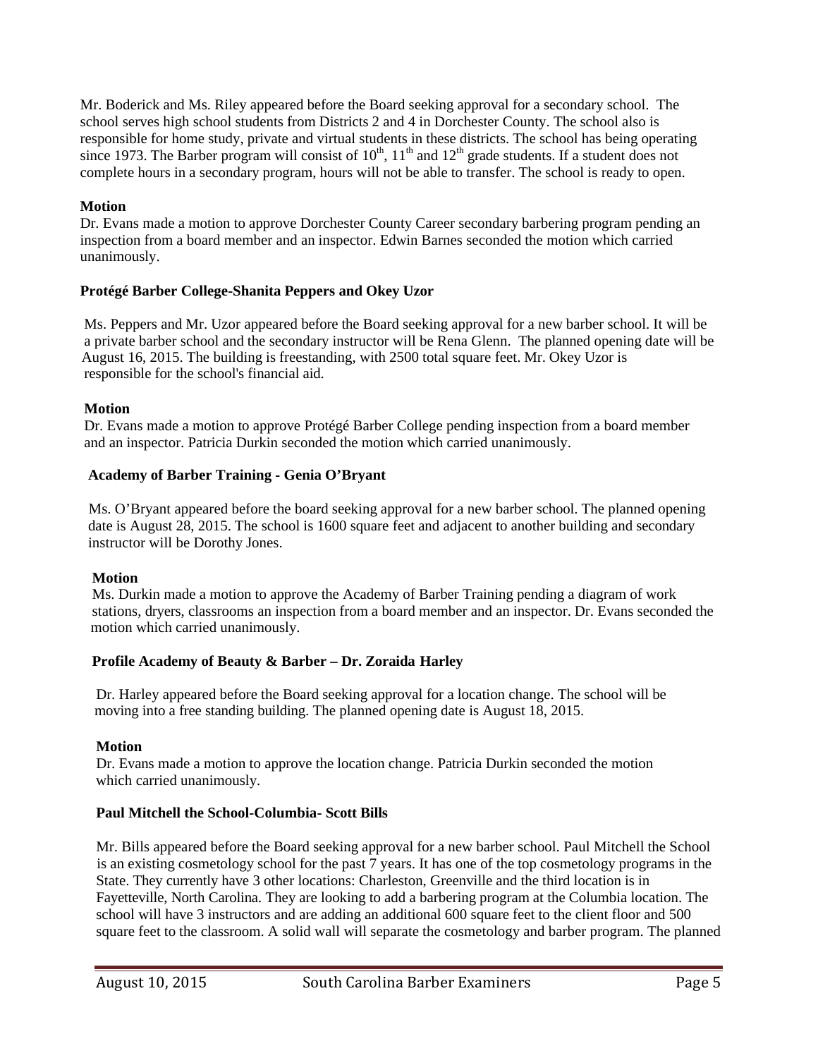Mr. Boderick and Ms. Riley appeared before the Board seeking approval for a secondary school. The school serves high school students from Districts 2 and 4 in Dorchester County. The school also is responsible for home study, private and virtual students in these districts. The school has being operating since 1973. The Barber program will consist of 10th, 11th and 12th grade students. If a student does not complete hours in a secondary program, hours will not be able to transfer. The school is ready to open.

**Motion**
Dr. Evans made a motion to approve Dorchester County Career secondary barbering program pending an inspection from a board member and an inspector. Edwin Barnes seconded the motion which carried unanimously.

**Protégé Barber College-Shanita Peppers and Okey Uzor**

Ms. Peppers and Mr. Uzor appeared before the Board seeking approval for a new barber school. It will be a private barber school and the secondary instructor will be Rena Glenn. The planned opening date will be August 16, 2015. The building is freestanding, with 2500 total square feet. Mr. Okey Uzor is responsible for the school's financial aid.

**Motion**
Dr. Evans made a motion to approve Protégé Barber College pending inspection from a board member and an inspector. Patricia Durkin seconded the motion which carried unanimously.

**Academy of Barber Training - Genia O'Bryant**

Ms. O'Bryant appeared before the board seeking approval for a new barber school. The planned opening date is August 28, 2015. The school is 1600 square feet and adjacent to another building and secondary instructor will be Dorothy Jones.

**Motion**
Ms. Durkin made a motion to approve the Academy of Barber Training pending a diagram of work stations, dryers, classrooms an inspection from a board member and an inspector. Dr. Evans seconded the motion which carried unanimously.

**Profile Academy of Beauty & Barber – Dr. Zoraida Harley**

Dr. Harley appeared before the Board seeking approval for a location change. The school will be moving into a free standing building. The planned opening date is August 18, 2015.

**Motion**
Dr. Evans made a motion to approve the location change. Patricia Durkin seconded the motion which carried unanimously.

**Paul Mitchell the School-Columbia- Scott Bills**

Mr. Bills appeared before the Board seeking approval for a new barber school. Paul Mitchell the School is an existing cosmetology school for the past 7 years. It has one of the top cosmetology programs in the State. They currently have 3 other locations: Charleston, Greenville and the third location is in Fayetteville, North Carolina. They are looking to add a barbering program at the Columbia location. The school will have 3 instructors and are adding an additional 600 square feet to the client floor and 500 square feet to the classroom. A solid wall will separate the cosmetology and barber program. The planned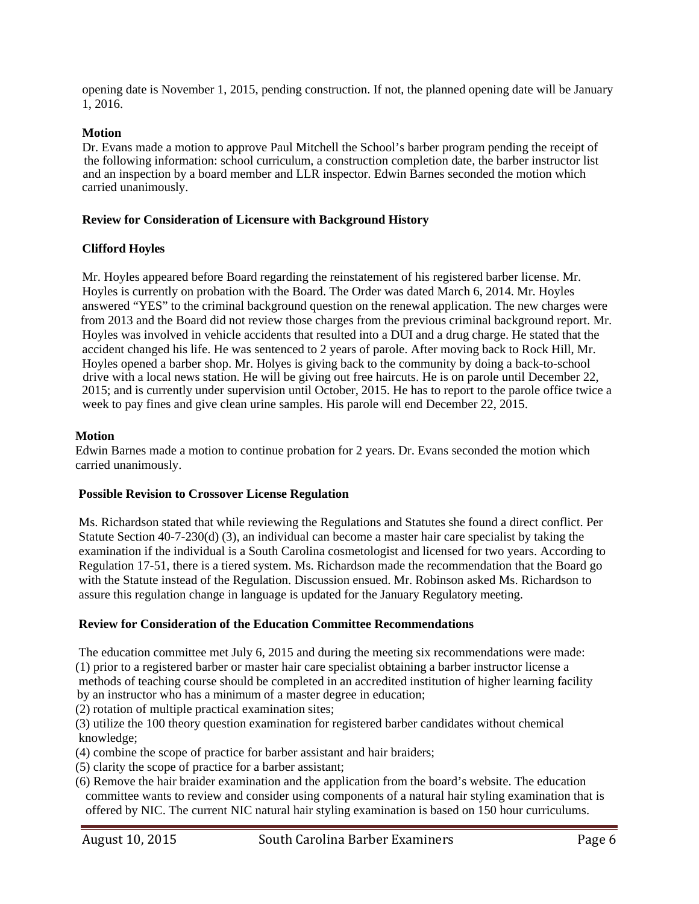opening date is November 1, 2015, pending construction. If not, the planned opening date will be January 1, 2016.

**Motion**

Dr. Evans made a motion to approve Paul Mitchell the School's barber program pending the receipt of the following information: school curriculum, a construction completion date, the barber instructor list and an inspection by a board member and LLR inspector. Edwin Barnes seconded the motion which carried unanimously.

**Review for Consideration of Licensure with Background History**

**Clifford Hoyles**

Mr. Hoyles appeared before Board regarding the reinstatement of his registered barber license. Mr. Hoyles is currently on probation with the Board. The Order was dated March 6, 2014. Mr. Hoyles answered "YES" to the criminal background question on the renewal application. The new charges were from 2013 and the Board did not review those charges from the previous criminal background report. Mr. Hoyles was involved in vehicle accidents that resulted into a DUI and a drug charge. He stated that the accident changed his life. He was sentenced to 2 years of parole. After moving back to Rock Hill, Mr. Hoyles opened a barber shop. Mr. Holyes is giving back to the community by doing a back-to-school drive with a local news station. He will be giving out free haircuts. He is on parole until December 22, 2015; and is currently under supervision until October, 2015. He has to report to the parole office twice a week to pay fines and give clean urine samples. His parole will end December 22, 2015.

**Motion**

Edwin Barnes made a motion to continue probation for 2 years. Dr. Evans seconded the motion which carried unanimously.

**Possible Revision to Crossover License Regulation**

Ms. Richardson stated that while reviewing the Regulations and Statutes she found a direct conflict. Per Statute Section 40-7-230(d) (3), an individual can become a master hair care specialist by taking the examination if the individual is a South Carolina cosmetologist and licensed for two years. According to Regulation 17-51, there is a tiered system. Ms. Richardson made the recommendation that the Board go with the Statute instead of the Regulation. Discussion ensued. Mr. Robinson asked Ms. Richardson to assure this regulation change in language is updated for the January Regulatory meeting.

**Review for Consideration of the Education Committee Recommendations**

The education committee met July 6, 2015 and during the meeting six recommendations were made:

(1) prior to a registered barber or master hair care specialist obtaining a barber instructor license a methods of teaching course should be completed in an accredited institution of higher learning facility by an instructor who has a minimum of a master degree in education;

(2) rotation of multiple practical examination sites;

(3) utilize the 100 theory question examination for registered barber candidates without chemical knowledge;

(4) combine the scope of practice for barber assistant and hair braiders;

(5) clarity the scope of practice for a barber assistant;

(6) Remove the hair braider examination and the application from the board's website. The education committee wants to review and consider using components of a natural hair styling examination that is offered by NIC. The current NIC natural hair styling examination is based on 150 hour curriculums.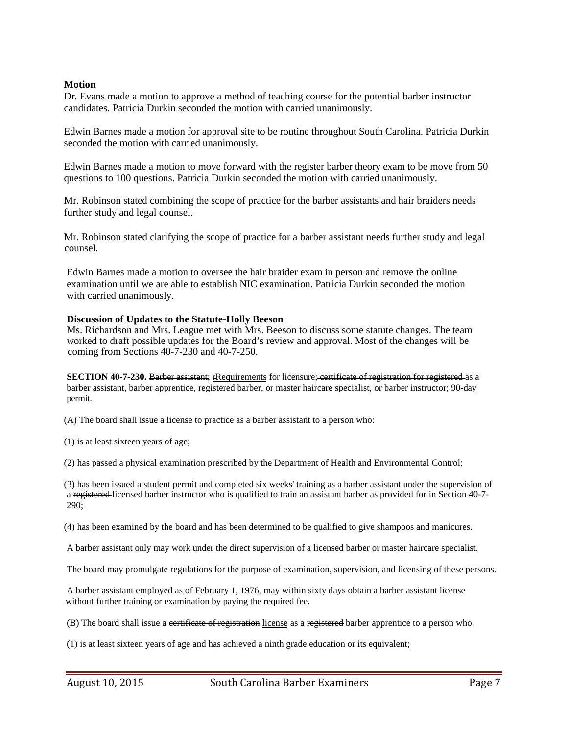**Motion**

Dr. Evans made a motion to approve a method of teaching course for the potential barber instructor candidates. Patricia Durkin seconded the motion with carried unanimously.

Edwin Barnes made a motion for approval site to be routine throughout South Carolina. Patricia Durkin seconded the motion with carried unanimously.

Edwin Barnes made a motion to move forward with the register barber theory exam to be move from 50 questions to 100 questions. Patricia Durkin seconded the motion with carried unanimously.

Mr. Robinson stated combining the scope of practice for the barber assistants and hair braiders needs further study and legal counsel.

Mr. Robinson stated clarifying the scope of practice for a barber assistant needs further study and legal counsel.

Edwin Barnes made a motion to oversee the hair braider exam in person and remove the online examination until we are able to establish NIC examination. Patricia Durkin seconded the motion with carried unanimously.

**Discussion of Updates to the Statute-Holly Beeson**

Ms. Richardson and Mrs. League met with Mrs. Beeson to discuss some statute changes. The team worked to draft possible updates for the Board's review and approval. Most of the changes will be coming from Sections 40-7-230 and 40-7-250.

**SECTION 40-7-230.** ~~Barber assistant;~~ ~~r~~<u>Requirements</u> for licensure~~; certificate of registration for registered~~ as a barber assistant, barber apprentice, ~~registered~~ barber, ~~or~~ master haircare specialist<u>, or barber instructor; 90-day permit.</u>

(A) The board shall issue a license to practice as a barber assistant to a person who:

(1) is at least sixteen years of age;

(2) has passed a physical examination prescribed by the Department of Health and Environmental Control;

(3) has been issued a student permit and completed six weeks' training as a barber assistant under the supervision of a ~~registered~~ licensed barber instructor who is qualified to train an assistant barber as provided for in Section 40-7-290;

(4) has been examined by the board and has been determined to be qualified to give shampoos and manicures.

A barber assistant only may work under the direct supervision of a licensed barber or master haircare specialist.

The board may promulgate regulations for the purpose of examination, supervision, and licensing of these persons.

A barber assistant employed as of February 1, 1976, may within sixty days obtain a barber assistant license without further training or examination by paying the required fee.

(B) The board shall issue a ~~certificate of registration~~ <u>license</u> as a ~~registered~~ barber apprentice to a person who:

(1) is at least sixteen years of age and has achieved a ninth grade education or its equivalent;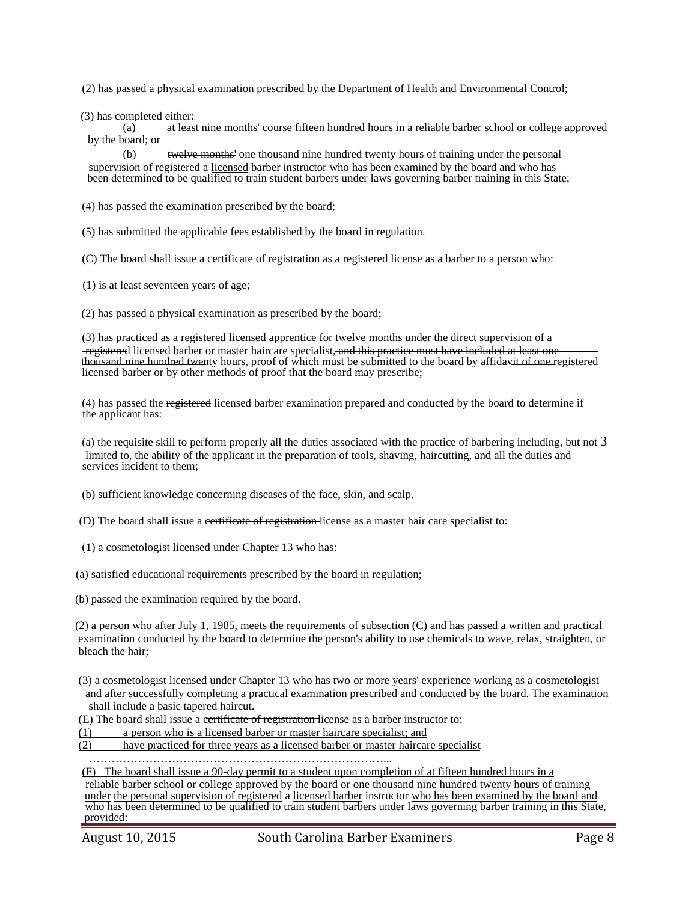(2) has passed a physical examination prescribed by the Department of Health and Environmental Control;

(3) has completed either:

(a) ~~at least nine months' course~~ fifteen hundred hours in a ~~reliable~~ barber school or college approved by the board; or

(b) ~~twelve months'~~ one thousand nine hundred twenty hours of training under the personal supervision of ~~registered~~ a licensed barber instructor who has been examined by the board and who has been determined to be qualified to train student barbers under laws governing barber training in this State;

(4) has passed the examination prescribed by the board;

(5) has submitted the applicable fees established by the board in regulation.

(C) The board shall issue a ~~certificate of registration as a registered~~ license as a barber to a person who:

(1) is at least seventeen years of age;

(2) has passed a physical examination as prescribed by the board;

(3) has practiced as a ~~registered~~ licensed apprentice for twelve months under the direct supervision of a ~~registered~~ licensed barber or master haircare specialist~~, and this practice must have included at least one thousand nine hundred twenty hours~~, proof of which must be submitted to the board by affida~~vit of one~~ registered licensed barber or by other methods of proof that the board may prescribe;

(4) has passed the ~~registered~~ licensed barber examination prepared and conducted by the board to determine if the applicant has:

(a) the requisite skill to perform properly all the duties associated with the practice of barbering including, but not limited to, the ability of the applicant in the preparation of tools, shaving, haircutting, and all the duties and services incident to them;

(b) sufficient knowledge concerning diseases of the face, skin, and scalp.

(D) The board shall issue a ~~certificate of registration~~ license as a master hair care specialist to:

(1) a cosmetologist licensed under Chapter 13 who has:

(a) satisfied educational requirements prescribed by the board in regulation;

(b) passed the examination required by the board.

(2) a person who after July 1, 1985, meets the requirements of subsection (C) and has passed a written and practical examination conducted by the board to determine the person's ability to use chemicals to wave, relax, straighten, or bleach the hair;

(3) a cosmetologist licensed under Chapter 13 who has two or more years' experience working as a cosmetologist and after successfully completing a practical examination prescribed and conducted by the board. The examination shall include a basic tapered haircut.

(E) The board shall issue a ~~certificate of registration~~ license as a barber instructor to:

(1) a person who is a licensed barber or master haircare specialist; and

(2) have practiced for three years as a licensed barber or master haircare specialist

…………………………………………………………………...

(F) The board shall issue a 90-day permit to a student upon completion of at fifteen hundred hours in a ~~reliable~~ barber school or college approved by the board or one thousand nine hundred twenty hours of training under the personal supervis~~ion of reg~~istered a licensed barber instructor who has been examined by the board and who has been determined to be qualified to train student barbers under laws governing barber training in this State, provided: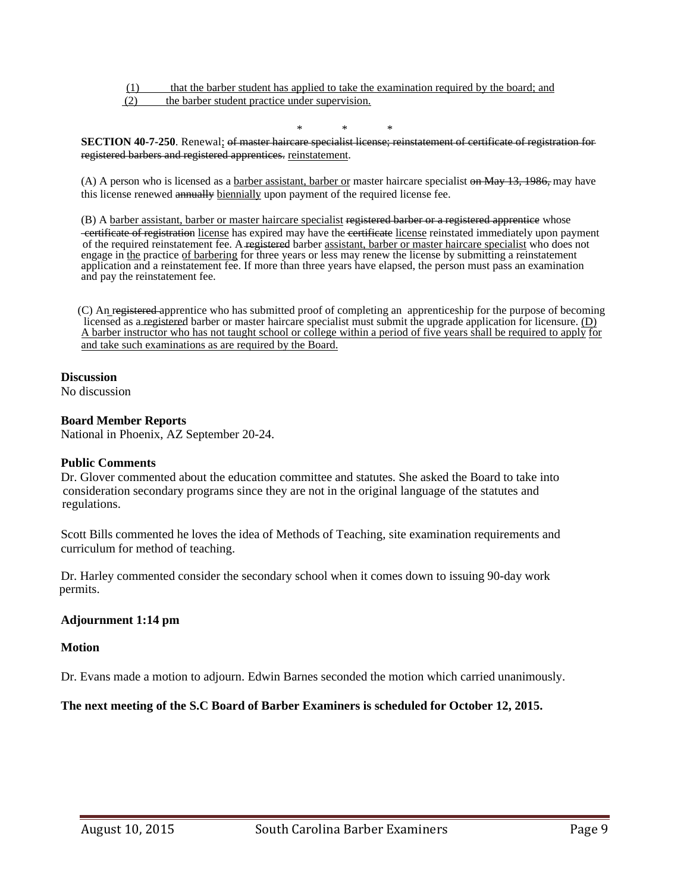(1) that the barber student has applied to take the examination required by the board; and
(2) the barber student practice under supervision.

\* \* \*

**SECTION 40-7-250**. Renewal; ~~of master haircare specialist license; reinstatement of certificate of registration for registered barbers and registered apprentices.~~ reinstatement.

(A) A person who is licensed as a barber assistant, barber or master haircare specialist ~~on May 13, 1986,~~ may have this license renewed ~~annually~~ biennially upon payment of the required license fee.

(B) A barber assistant, barber or master haircare specialist ~~registered barber or a registered apprentice~~ whose ~~certificate of registration~~ license has expired may have the ~~certificate~~ license reinstated immediately upon payment of the required reinstatement fee. A ~~registered~~ barber assistant, barber or master haircare specialist who does not engage in the practice of barbering for three years or less may renew the license by submitting a reinstatement application and a reinstatement fee. If more than three years have elapsed, the person must pass an examination and pay the reinstatement fee.

(C) An ~~registered~~ apprentice who has submitted proof of completing an apprenticeship for the purpose of becoming licensed as a ~~registered~~ barber or master haircare specialist must submit the upgrade application for licensure. (D) A barber instructor who has not taught school or college within a period of five years shall be required to apply for and take such examinations as are required by the Board.

**Discussion**
No discussion

**Board Member Reports**
National in Phoenix, AZ September 20-24.

**Public Comments**
Dr. Glover commented about the education committee and statutes. She asked the Board to take into consideration secondary programs since they are not in the original language of the statutes and regulations.

Scott Bills commented he loves the idea of Methods of Teaching, site examination requirements and curriculum for method of teaching.

Dr. Harley commented consider the secondary school when it comes down to issuing 90-day work permits.

**Adjournment 1:14 pm**

**Motion**

Dr. Evans made a motion to adjourn. Edwin Barnes seconded the motion which carried unanimously.

**The next meeting of the S.C Board of Barber Examiners is scheduled for October 12, 2015.**